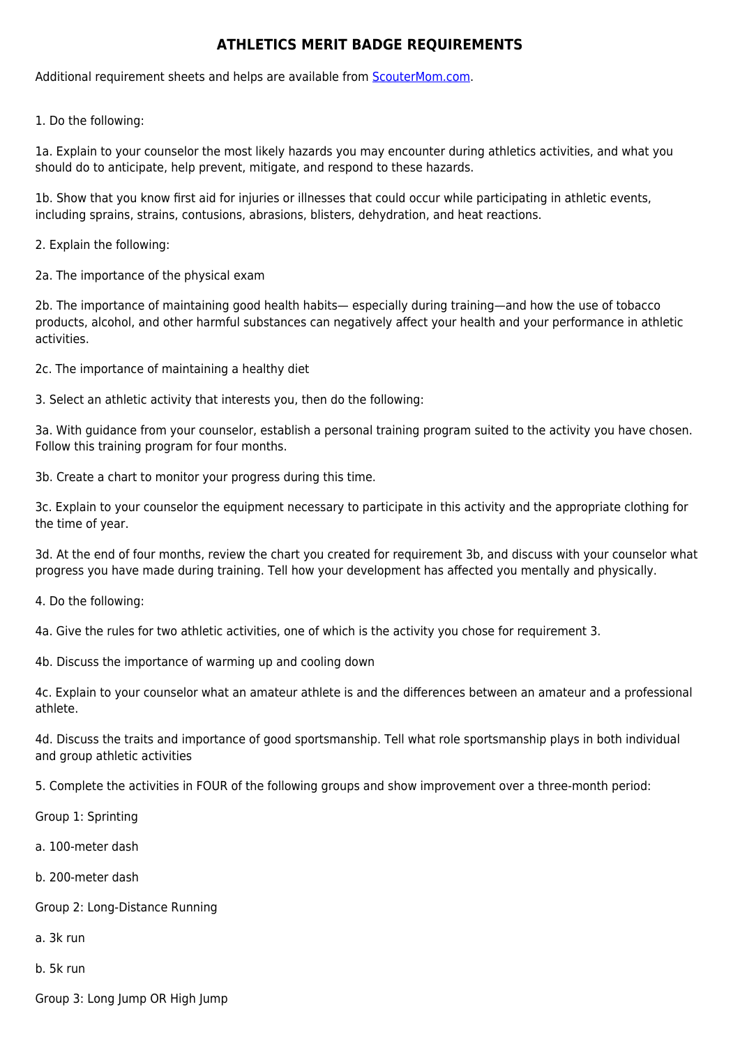# ATHLETICS MERIT BADGE REQUIREMENTS

Additional requirement sheets and helps are available from [ScouterMom.com](ScouterMom.com).

1. Do the following:

1a. Explain to your counselor the most likely hazards you may encounter during athletics activities, and what you should do to anticipate, help prevent, mitigate, and respond to these hazards.

1b. Show that you know first aid for injuries or illnesses that could occur while participating in athletic events, including sprains, strains, contusions, abrasions, blisters, dehydration, and heat reactions.

2. Explain the following:

2a. The importance of the physical exam

2b. The importance of maintaining good health habits— especially during training—and how the use of tobacco products, alcohol, and other harmful substances can negatively affect your health and your performance in athletic activities.

2c. The importance of maintaining a healthy diet

3. Select an athletic activity that interests you, then do the following:

3a. With guidance from your counselor, establish a personal training program suited to the activity you have chosen. Follow this training program for four months.

3b. Create a chart to monitor your progress during this time.

3c. Explain to your counselor the equipment necessary to participate in this activity and the appropriate clothing for the time of year.

3d. At the end of four months, review the chart you created for requirement 3b, and discuss with your counselor what progress you have made during training. Tell how your development has affected you mentally and physically.

4. Do the following:

4a. Give the rules for two athletic activities, one of which is the activity you chose for requirement 3.

4b. Discuss the importance of warming up and cooling down

4c. Explain to your counselor what an amateur athlete is and the differences between an amateur and a professional athlete.

4d. Discuss the traits and importance of good sportsmanship. Tell what role sportsmanship plays in both individual and group athletic activities

5. Complete the activities in FOUR of the following groups and show improvement over a three-month period:

Group 1: Sprinting

a. 100-meter dash

b. 200-meter dash

Group 2: Long-Distance Running

a. 3k run

b. 5k run

Group 3: Long Jump OR High Jump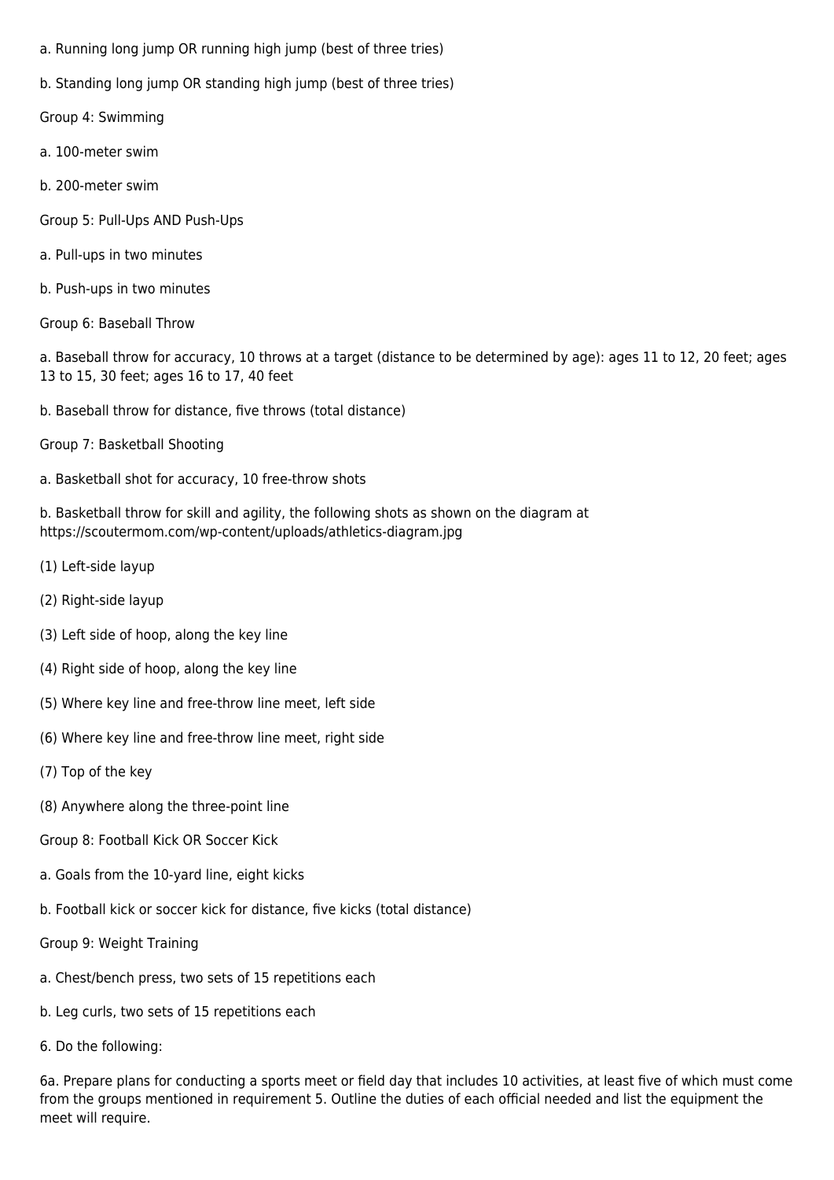a. Running long jump OR running high jump (best of three tries)

b. Standing long jump OR standing high jump (best of three tries)

Group 4: Swimming

a. 100-meter swim

b. 200-meter swim

Group 5: Pull-Ups AND Push-Ups

a. Pull-ups in two minutes

b. Push-ups in two minutes

Group 6: Baseball Throw

a. Baseball throw for accuracy, 10 throws at a target (distance to be determined by age): ages 11 to 12, 20 feet; ages 13 to 15, 30 feet; ages 16 to 17, 40 feet

b. Baseball throw for distance, five throws (total distance)

Group 7: Basketball Shooting

a. Basketball shot for accuracy, 10 free-throw shots

b. Basketball throw for skill and agility, the following shots as shown on the diagram at https://scoutermom.com/wp-content/uploads/athletics-diagram.jpg

(1) Left-side layup

(2) Right-side layup

(3) Left side of hoop, along the key line

(4) Right side of hoop, along the key line

(5) Where key line and free-throw line meet, left side

(6) Where key line and free-throw line meet, right side

(7) Top of the key

(8) Anywhere along the three-point line

Group 8: Football Kick OR Soccer Kick

a. Goals from the 10-yard line, eight kicks

b. Football kick or soccer kick for distance, five kicks (total distance)

Group 9: Weight Training

a. Chest/bench press, two sets of 15 repetitions each

b. Leg curls, two sets of 15 repetitions each

6. Do the following:

6a. Prepare plans for conducting a sports meet or field day that includes 10 activities, at least five of which must come from the groups mentioned in requirement 5. Outline the duties of each official needed and list the equipment the meet will require.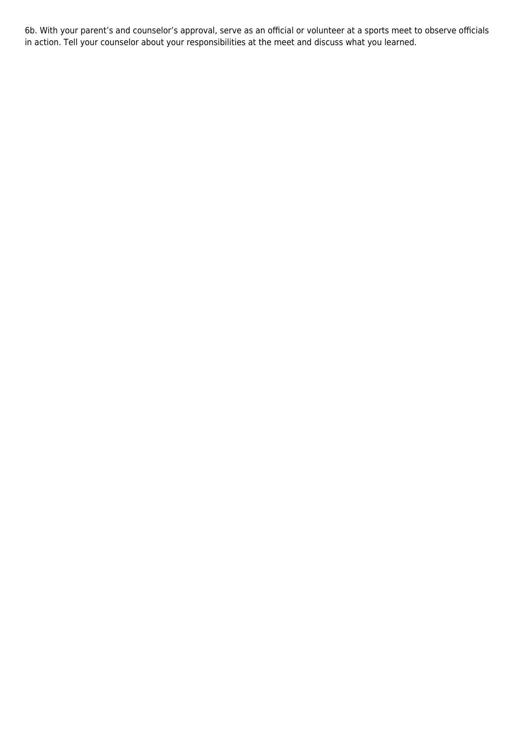6b. With your parent's and counselor's approval, serve as an official or volunteer at a sports meet to observe officials in action. Tell your counselor about your responsibilities at the meet and discuss what you learned.